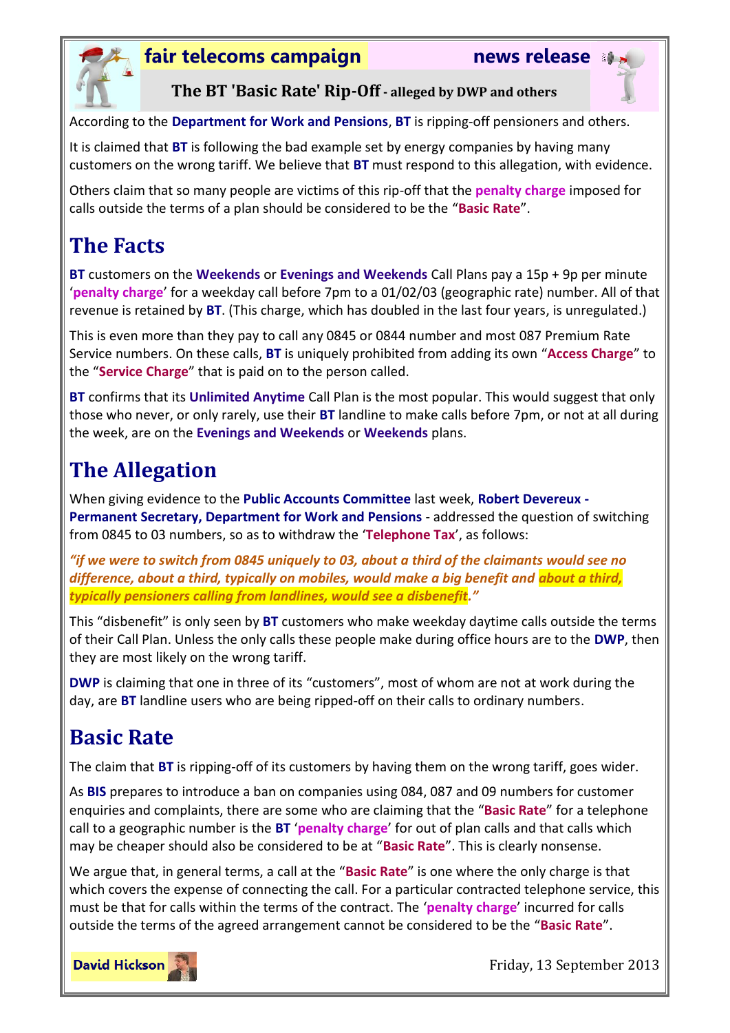**fair telecoms campaign** **news release**

# The BT 'Basic Rate' Rip-Off - alleged by DWP and others

According to the **Department for Work and Pensions**, **BT** is ripping-off pensioners and others.

It is claimed that **BT** is following the bad example set by energy companies by having many customers on the wrong tariff. We believe that **BT** must respond to this allegation, with evidence.

Others claim that so many people are victims of this rip-off that the **penalty charge** imposed for calls outside the terms of a plan should be considered to be the "**Basic Rate**".

## The Facts

**BT** customers on the **Weekends** or **Evenings and Weekends** Call Plans pay a 15p + 9p per minute '**penalty charge**' for a weekday call before 7pm to a 01/02/03 (geographic rate) number. All of that revenue is retained by **BT**. (This charge, which has doubled in the last four years, is unregulated.)

This is even more than they pay to call any 0845 or 0844 number and most 087 Premium Rate Service numbers. On these calls, **BT** is uniquely prohibited from adding its own "**Access Charge**" to the "**Service Charge**" that is paid on to the person called.

**BT** confirms that its **Unlimited Anytime** Call Plan is the most popular. This would suggest that only those who never, or only rarely, use their **BT** landline to make calls before 7pm, or not at all during the week, are on the **Evenings and Weekends** or **Weekends** plans.

## The Allegation

When giving evidence to the **Public Accounts Committee** last week, **Robert Devereux - Permanent Secretary, Department for Work and Pensions** - addressed the question of switching from 0845 to 03 numbers, so as to withdraw the '**Telephone Tax**', as follows:

***"if we were to switch from 0845 uniquely to 03, about a third of the claimants would see no difference, about a third, typically on mobiles, would make a big benefit and about a third, typically pensioners calling from landlines, would see a disbenefit."***

This "disbenefit" is only seen by **BT** customers who make weekday daytime calls outside the terms of their Call Plan. Unless the only calls these people make during office hours are to the **DWP**, then they are most likely on the wrong tariff.

**DWP** is claiming that one in three of its "customers", most of whom are not at work during the day, are **BT** landline users who are being ripped-off on their calls to ordinary numbers.

## Basic Rate

The claim that **BT** is ripping-off of its customers by having them on the wrong tariff, goes wider.

As **BIS** prepares to introduce a ban on companies using 084, 087 and 09 numbers for customer enquiries and complaints, there are some who are claiming that the "**Basic Rate**" for a telephone call to a geographic number is the **BT** '**penalty charge**' for out of plan calls and that calls which may be cheaper should also be considered to be at "**Basic Rate**". This is clearly nonsense.

We argue that, in general terms, a call at the "**Basic Rate**" is one where the only charge is that which covers the expense of connecting the call. For a particular contracted telephone service, this must be that for calls within the terms of the contract. The '**penalty charge**' incurred for calls outside the terms of the agreed arrangement cannot be considered to be the "**Basic Rate**".

**David Hickson**

Friday, 13 September 2013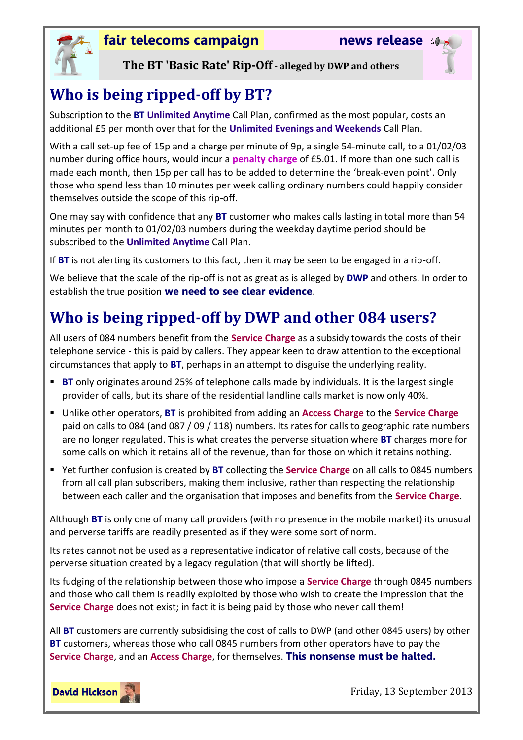**fair telecoms campaign** **news release**

**The BT 'Basic Rate' Rip-Off** - alleged by DWP and others

# Who is being ripped-off by BT?

Subscription to the **BT Unlimited Anytime** Call Plan, confirmed as the most popular, costs an additional £5 per month over that for the **Unlimited Evenings and Weekends** Call Plan.

With a call set-up fee of 15p and a charge per minute of 9p, a single 54-minute call, to a 01/02/03 number during office hours, would incur a **penalty charge** of £5.01. If more than one such call is made each month, then 15p per call has to be added to determine the 'break-even point'. Only those who spend less than 10 minutes per week calling ordinary numbers could happily consider themselves outside the scope of this rip-off.

One may say with confidence that any **BT** customer who makes calls lasting in total more than 54 minutes per month to 01/02/03 numbers during the weekday daytime period should be subscribed to the **Unlimited Anytime** Call Plan.

If **BT** is not alerting its customers to this fact, then it may be seen to be engaged in a rip-off.

We believe that the scale of the rip-off is not as great as is alleged by **DWP** and others. In order to establish the true position **we need to see clear evidence**.

# Who is being ripped-off by DWP and other 084 users?

All users of 084 numbers benefit from the **Service Charge** as a subsidy towards the costs of their telephone service - this is paid by callers. They appear keen to draw attention to the exceptional circumstances that apply to **BT**, perhaps in an attempt to disguise the underlying reality.

- **BT** only originates around 25% of telephone calls made by individuals. It is the largest single provider of calls, but its share of the residential landline calls market is now only 40%.
- Unlike other operators, **BT** is prohibited from adding an **Access Charge** to the **Service Charge** paid on calls to 084 (and 087 / 09 / 118) numbers. Its rates for calls to geographic rate numbers are no longer regulated. This is what creates the perverse situation where **BT** charges more for some calls on which it retains all of the revenue, than for those on which it retains nothing.
- Yet further confusion is created by **BT** collecting the **Service Charge** on all calls to 0845 numbers from all call plan subscribers, making them inclusive, rather than respecting the relationship between each caller and the organisation that imposes and benefits from the **Service Charge**.

Although **BT** is only one of many call providers (with no presence in the mobile market) its unusual and perverse tariffs are readily presented as if they were some sort of norm.

Its rates cannot not be used as a representative indicator of relative call costs, because of the perverse situation created by a legacy regulation (that will shortly be lifted).

Its fudging of the relationship between those who impose a **Service Charge** through 0845 numbers and those who call them is readily exploited by those who wish to create the impression that the **Service Charge** does not exist; in fact it is being paid by those who never call them!

All **BT** customers are currently subsidising the cost of calls to DWP (and other 0845 users) by other **BT** customers, whereas those who call 0845 numbers from other operators have to pay the **Service Charge**, and an **Access Charge**, for themselves. **This nonsense must be halted.**

**David Hickson**

Friday, 13 September 2013